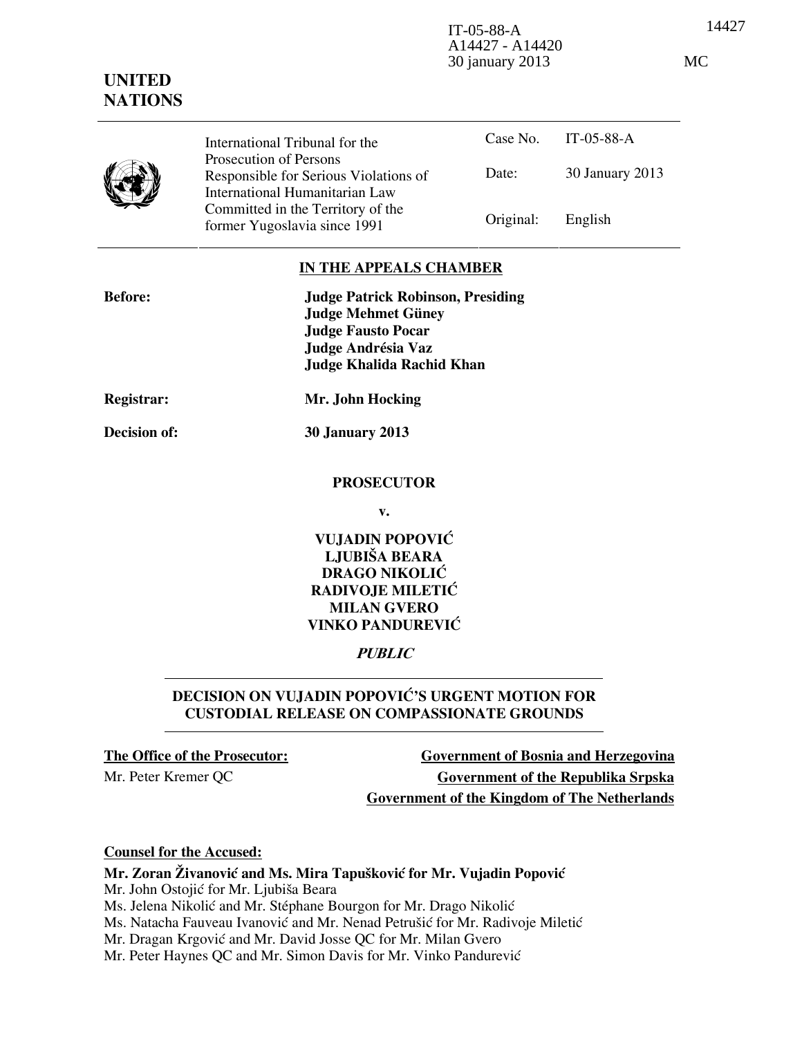IT-05-88-A
A14427 - A14420
30 january 2013

14427

MC

**UNITED NATIONS**

| International Tribunal for the Prosecution of Persons Responsible for Serious Violations of International Humanitarian Law Committed in the Territory of the former Yugoslavia since 1991 | Case No. | IT-05-88-A |
|---|---|---|
| | Date: | 30 January 2013 |
| | Original: | English |

**IN THE APPEALS CHAMBER**

**Before:** **Judge Patrick Robinson, Presiding**
**Judge Mehmet Güney**
**Judge Fausto Pocar**
**Judge Andrésia Vaz**
**Judge Khalida Rachid Khan**

**Registrar:** **Mr. John Hocking**

**Decision of:** **30 January 2013**

**PROSECUTOR**

**v.**

**VUJADIN POPOVIĆ**
**LJUBIŠA BEARA**
**DRAGO NIKOLIĆ**
**RADIVOJE MILETIĆ**
**MILAN GVERO**
**VINKO PANDUREVIĆ**

***PUBLIC***

**DECISION ON VUJADIN POPOVIĆ'S URGENT MOTION FOR CUSTODIAL RELEASE ON COMPASSIONATE GROUNDS**

**The Office of the Prosecutor:**
Mr. Peter Kremer QC

**Government of Bosnia and Herzegovina**
**Government of the Republika Srpska**
**Government of the Kingdom of The Netherlands**

**Counsel for the Accused:**

**Mr. Zoran Živanović and Ms. Mira Tapušković for Mr. Vujadin Popović**
Mr. John Ostojić for Mr. Ljubiša Beara
Ms. Jelena Nikolić and Mr. Stéphane Bourgon for Mr. Drago Nikolić
Ms. Natacha Fauveau Ivanović and Mr. Nenad Petrušić for Mr. Radivoje Miletić
Mr. Dragan Krgović and Mr. David Josse QC for Mr. Milan Gvero
Mr. Peter Haynes QC and Mr. Simon Davis for Mr. Vinko Pandurević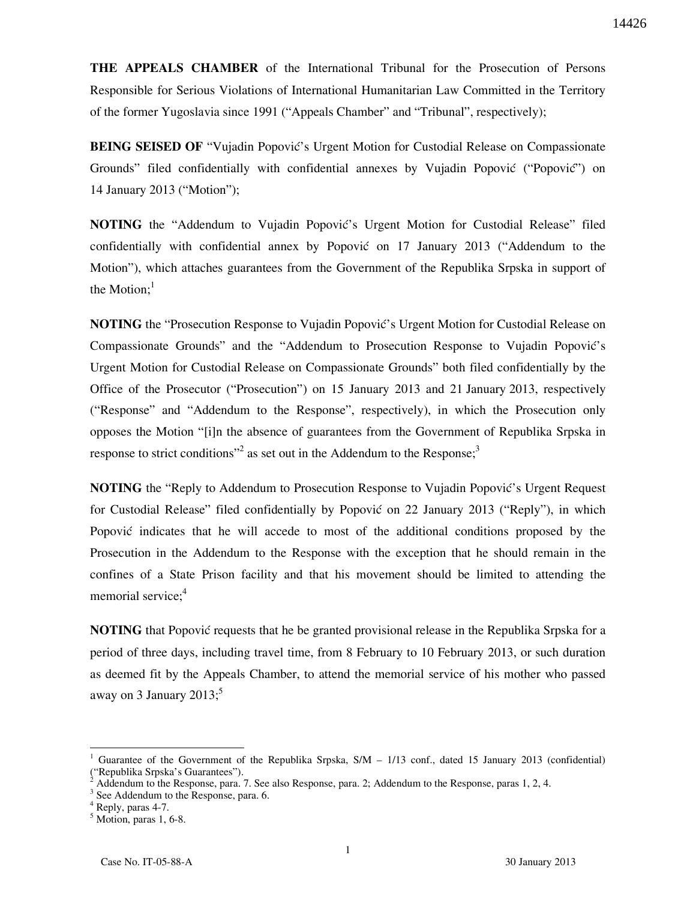**THE APPEALS CHAMBER** of the International Tribunal for the Prosecution of Persons Responsible for Serious Violations of International Humanitarian Law Committed in the Territory of the former Yugoslavia since 1991 ("Appeals Chamber" and "Tribunal", respectively);

**BEING SEISED OF** "Vujadin Popović's Urgent Motion for Custodial Release on Compassionate Grounds" filed confidentially with confidential annexes by Vujadin Popović ("Popović") on 14 January 2013 ("Motion");

**NOTING** the "Addendum to Vujadin Popović's Urgent Motion for Custodial Release" filed confidentially with confidential annex by Popović on 17 January 2013 ("Addendum to the Motion"), which attaches guarantees from the Government of the Republika Srpska in support of the Motion;[1]

**NOTING** the "Prosecution Response to Vujadin Popović's Urgent Motion for Custodial Release on Compassionate Grounds" and the "Addendum to Prosecution Response to Vujadin Popović's Urgent Motion for Custodial Release on Compassionate Grounds" both filed confidentially by the Office of the Prosecutor ("Prosecution") on 15 January 2013 and 21 January 2013, respectively ("Response" and "Addendum to the Response", respectively), in which the Prosecution only opposes the Motion "[i]n the absence of guarantees from the Government of Republika Srpska in response to strict conditions"[2] as set out in the Addendum to the Response;[3]

**NOTING** the "Reply to Addendum to Prosecution Response to Vujadin Popović's Urgent Request for Custodial Release" filed confidentially by Popović on 22 January 2013 ("Reply"), in which Popović indicates that he will accede to most of the additional conditions proposed by the Prosecution in the Addendum to the Response with the exception that he should remain in the confines of a State Prison facility and that his movement should be limited to attending the memorial service;[4]

**NOTING** that Popović requests that he be granted provisional release in the Republika Srpska for a period of three days, including travel time, from 8 February to 10 February 2013, or such duration as deemed fit by the Appeals Chamber, to attend the memorial service of his mother who passed away on 3 January 2013;[5]

---

[1] Guarantee of the Government of the Republika Srpska, S/M – 1/13 conf., dated 15 January 2013 (confidential) ("Republika Srpska's Guarantees").

[2] Addendum to the Response, para. 7. See also Response, para. 2; Addendum to the Response, paras 1, 2, 4.

[3] See Addendum to the Response, para. 6.

[4] Reply, paras 4-7.

[5] Motion, paras 1, 6-8.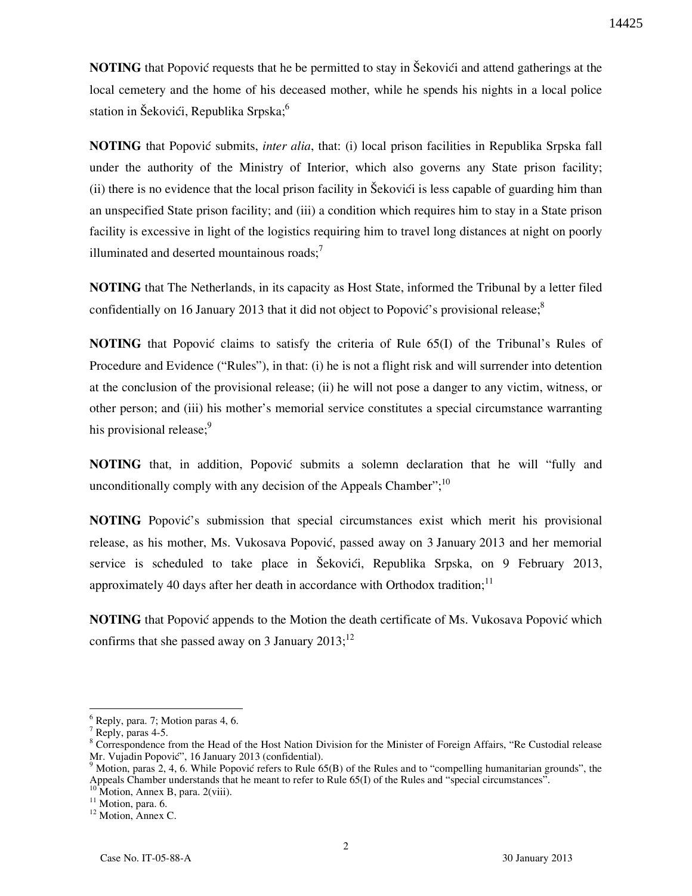**NOTING** that Popović requests that he be permitted to stay in Šekovići and attend gatherings at the local cemetery and the home of his deceased mother, while he spends his nights in a local police station in Šekovići, Republika Srpska;[6]

**NOTING** that Popović submits, *inter alia*, that: (i) local prison facilities in Republika Srpska fall under the authority of the Ministry of Interior, which also governs any State prison facility; (ii) there is no evidence that the local prison facility in Šekovići is less capable of guarding him than an unspecified State prison facility; and (iii) a condition which requires him to stay in a State prison facility is excessive in light of the logistics requiring him to travel long distances at night on poorly illuminated and deserted mountainous roads;[7]

**NOTING** that The Netherlands, in its capacity as Host State, informed the Tribunal by a letter filed confidentially on 16 January 2013 that it did not object to Popović's provisional release;[8]

**NOTING** that Popović claims to satisfy the criteria of Rule 65(I) of the Tribunal's Rules of Procedure and Evidence ("Rules"), in that: (i) he is not a flight risk and will surrender into detention at the conclusion of the provisional release; (ii) he will not pose a danger to any victim, witness, or other person; and (iii) his mother's memorial service constitutes a special circumstance warranting his provisional release;[9]

**NOTING** that, in addition, Popović submits a solemn declaration that he will "fully and unconditionally comply with any decision of the Appeals Chamber";[10]

**NOTING** Popović's submission that special circumstances exist which merit his provisional release, as his mother, Ms. Vukosava Popović, passed away on 3 January 2013 and her memorial service is scheduled to take place in Šekovići, Republika Srpska, on 9 February 2013, approximately 40 days after her death in accordance with Orthodox tradition;[11]

**NOTING** that Popović appends to the Motion the death certificate of Ms. Vukosava Popović which confirms that she passed away on 3 January 2013;[12]

---

[6] Reply, para. 7; Motion paras 4, 6.

[7] Reply, paras 4-5.

[8] Correspondence from the Head of the Host Nation Division for the Minister of Foreign Affairs, "Re Custodial release Mr. Vujadin Popović", 16 January 2013 (confidential).

[9] Motion, paras 2, 4, 6. While Popović refers to Rule 65(B) of the Rules and to "compelling humanitarian grounds", the Appeals Chamber understands that he meant to refer to Rule 65(I) of the Rules and "special circumstances".

[10] Motion, Annex B, para. 2(viii).

[11] Motion, para. 6.

[12] Motion, Annex C.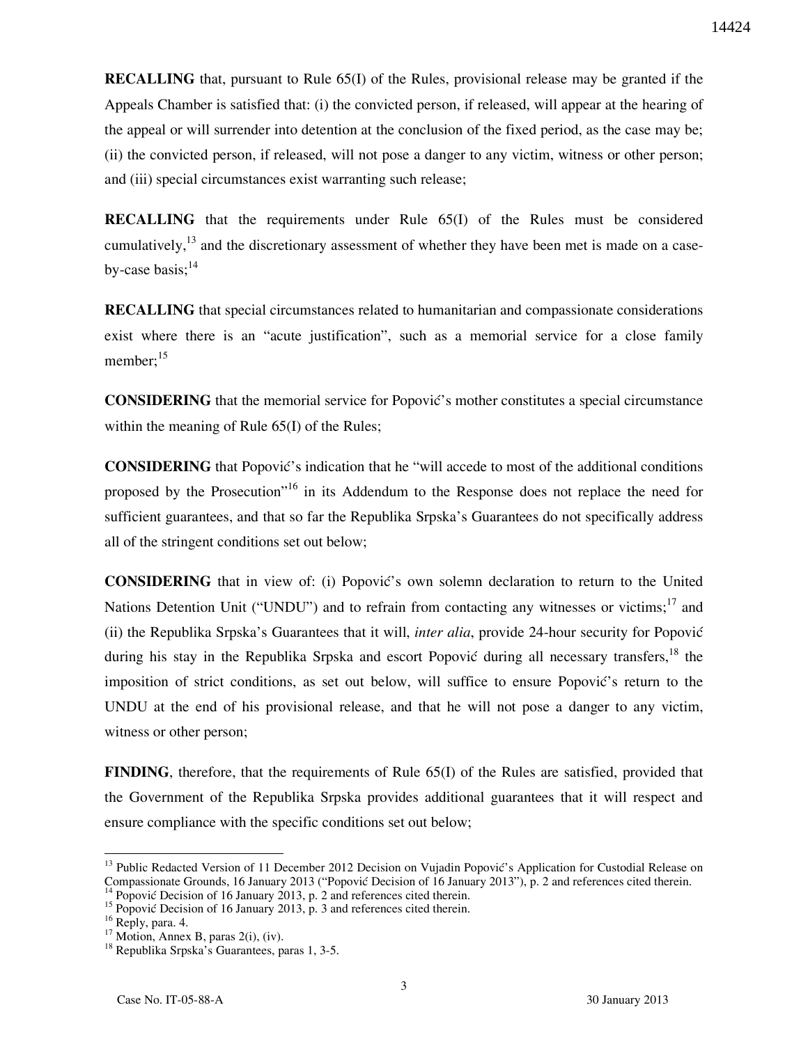**RECALLING** that, pursuant to Rule 65(I) of the Rules, provisional release may be granted if the Appeals Chamber is satisfied that: (i) the convicted person, if released, will appear at the hearing of the appeal or will surrender into detention at the conclusion of the fixed period, as the case may be; (ii) the convicted person, if released, will not pose a danger to any victim, witness or other person; and (iii) special circumstances exist warranting such release;

**RECALLING** that the requirements under Rule 65(I) of the Rules must be considered cumulatively,[13] and the discretionary assessment of whether they have been met is made on a case-by-case basis;[14]

**RECALLING** that special circumstances related to humanitarian and compassionate considerations exist where there is an "acute justification", such as a memorial service for a close family member;[15]

**CONSIDERING** that the memorial service for Popović's mother constitutes a special circumstance within the meaning of Rule 65(I) of the Rules;

**CONSIDERING** that Popović's indication that he "will accede to most of the additional conditions proposed by the Prosecution"[16] in its Addendum to the Response does not replace the need for sufficient guarantees, and that so far the Republika Srpska's Guarantees do not specifically address all of the stringent conditions set out below;

**CONSIDERING** that in view of: (i) Popović's own solemn declaration to return to the United Nations Detention Unit ("UNDU") and to refrain from contacting any witnesses or victims;[17] and (ii) the Republika Srpska's Guarantees that it will, *inter alia*, provide 24-hour security for Popović during his stay in the Republika Srpska and escort Popović during all necessary transfers,[18] the imposition of strict conditions, as set out below, will suffice to ensure Popović's return to the UNDU at the end of his provisional release, and that he will not pose a danger to any victim, witness or other person;

**FINDING**, therefore, that the requirements of Rule 65(I) of the Rules are satisfied, provided that the Government of the Republika Srpska provides additional guarantees that it will respect and ensure compliance with the specific conditions set out below;

---

[13] Public Redacted Version of 11 December 2012 Decision on Vujadin Popović's Application for Custodial Release on Compassionate Grounds, 16 January 2013 ("Popović Decision of 16 January 2013"), p. 2 and references cited therein.

[14] Popović Decision of 16 January 2013, p. 2 and references cited therein.

[15] Popović Decision of 16 January 2013, p. 3 and references cited therein.

[16] Reply, para. 4.

[17] Motion, Annex B, paras 2(i), (iv).

[18] Republika Srpska's Guarantees, paras 1, 3-5.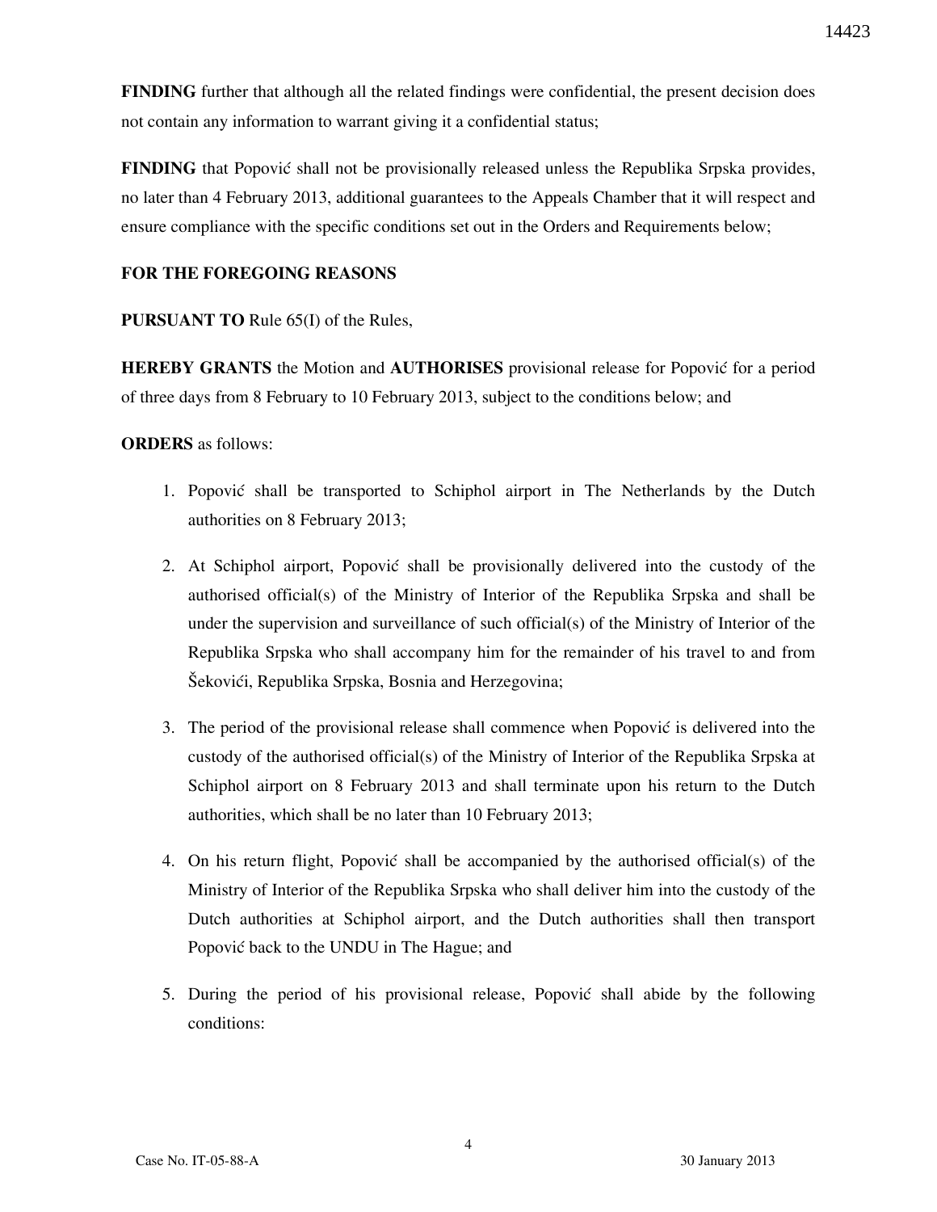**FINDING** further that although all the related findings were confidential, the present decision does not contain any information to warrant giving it a confidential status;

**FINDING** that Popović shall not be provisionally released unless the Republika Srpska provides, no later than 4 February 2013, additional guarantees to the Appeals Chamber that it will respect and ensure compliance with the specific conditions set out in the Orders and Requirements below;

**FOR THE FOREGOING REASONS**

**PURSUANT TO** Rule 65(I) of the Rules,

**HEREBY GRANTS** the Motion and **AUTHORISES** provisional release for Popović for a period of three days from 8 February to 10 February 2013, subject to the conditions below; and

**ORDERS** as follows:

1. Popović shall be transported to Schiphol airport in The Netherlands by the Dutch authorities on 8 February 2013;

2. At Schiphol airport, Popović shall be provisionally delivered into the custody of the authorised official(s) of the Ministry of Interior of the Republika Srpska and shall be under the supervision and surveillance of such official(s) of the Ministry of Interior of the Republika Srpska who shall accompany him for the remainder of his travel to and from Šekovići, Republika Srpska, Bosnia and Herzegovina;

3. The period of the provisional release shall commence when Popović is delivered into the custody of the authorised official(s) of the Ministry of Interior of the Republika Srpska at Schiphol airport on 8 February 2013 and shall terminate upon his return to the Dutch authorities, which shall be no later than 10 February 2013;

4. On his return flight, Popović shall be accompanied by the authorised official(s) of the Ministry of Interior of the Republika Srpska who shall deliver him into the custody of the Dutch authorities at Schiphol airport, and the Dutch authorities shall then transport Popović back to the UNDU in The Hague; and

5. During the period of his provisional release, Popović shall abide by the following conditions: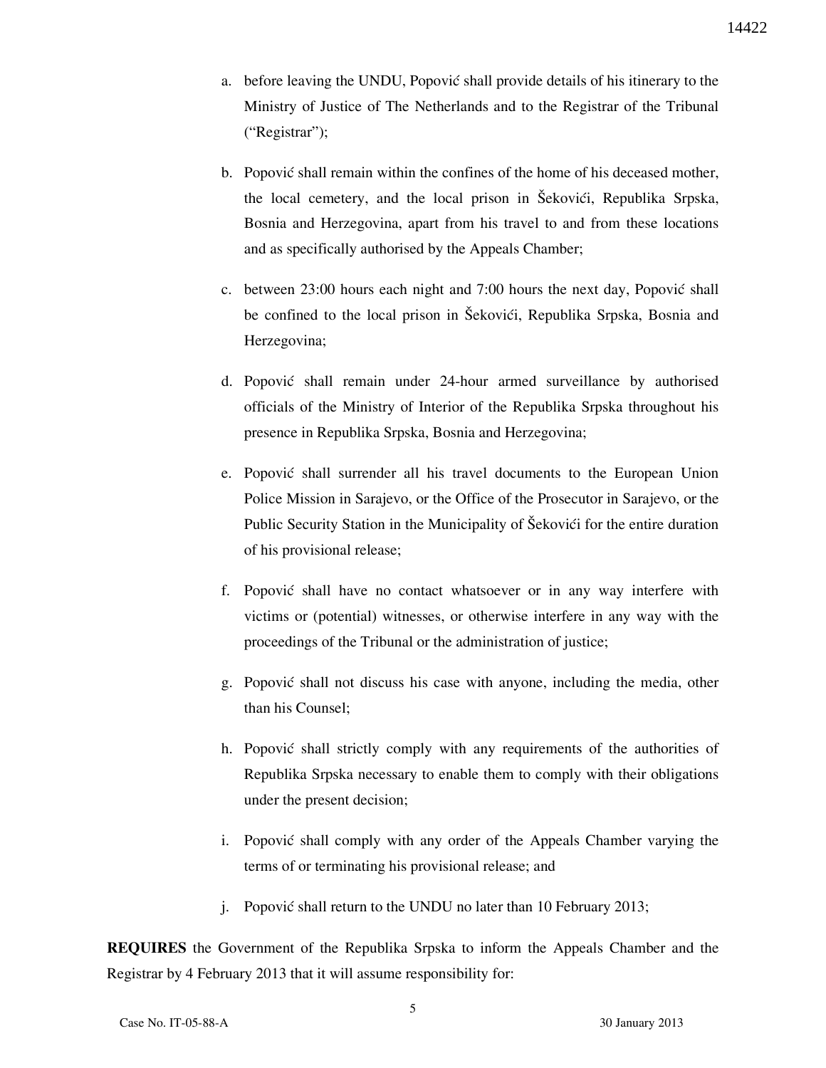a. before leaving the UNDU, Popović shall provide details of his itinerary to the Ministry of Justice of The Netherlands and to the Registrar of the Tribunal ("Registrar");

b. Popović shall remain within the confines of the home of his deceased mother, the local cemetery, and the local prison in Šekovići, Republika Srpska, Bosnia and Herzegovina, apart from his travel to and from these locations and as specifically authorised by the Appeals Chamber;

c. between 23:00 hours each night and 7:00 hours the next day, Popović shall be confined to the local prison in Šekovići, Republika Srpska, Bosnia and Herzegovina;

d. Popović shall remain under 24-hour armed surveillance by authorised officials of the Ministry of Interior of the Republika Srpska throughout his presence in Republika Srpska, Bosnia and Herzegovina;

e. Popović shall surrender all his travel documents to the European Union Police Mission in Sarajevo, or the Office of the Prosecutor in Sarajevo, or the Public Security Station in the Municipality of Šekovići for the entire duration of his provisional release;

f. Popović shall have no contact whatsoever or in any way interfere with victims or (potential) witnesses, or otherwise interfere in any way with the proceedings of the Tribunal or the administration of justice;

g. Popović shall not discuss his case with anyone, including the media, other than his Counsel;

h. Popović shall strictly comply with any requirements of the authorities of Republika Srpska necessary to enable them to comply with their obligations under the present decision;

i. Popović shall comply with any order of the Appeals Chamber varying the terms of or terminating his provisional release; and

j. Popović shall return to the UNDU no later than 10 February 2013;

**REQUIRES** the Government of the Republika Srpska to inform the Appeals Chamber and the Registrar by 4 February 2013 that it will assume responsibility for: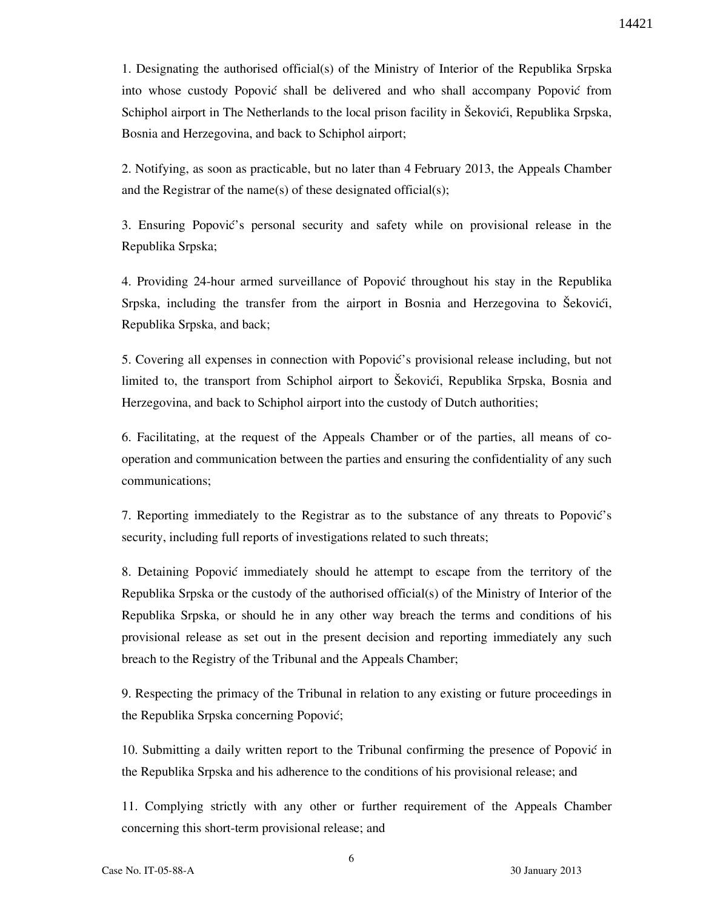1. Designating the authorised official(s) of the Ministry of Interior of the Republika Srpska into whose custody Popović shall be delivered and who shall accompany Popović from Schiphol airport in The Netherlands to the local prison facility in Šekovići, Republika Srpska, Bosnia and Herzegovina, and back to Schiphol airport;

2. Notifying, as soon as practicable, but no later than 4 February 2013, the Appeals Chamber and the Registrar of the name(s) of these designated official(s);

3. Ensuring Popović's personal security and safety while on provisional release in the Republika Srpska;

4. Providing 24-hour armed surveillance of Popović throughout his stay in the Republika Srpska, including the transfer from the airport in Bosnia and Herzegovina to Šekovići, Republika Srpska, and back;

5. Covering all expenses in connection with Popović's provisional release including, but not limited to, the transport from Schiphol airport to Šekovići, Republika Srpska, Bosnia and Herzegovina, and back to Schiphol airport into the custody of Dutch authorities;

6. Facilitating, at the request of the Appeals Chamber or of the parties, all means of co-operation and communication between the parties and ensuring the confidentiality of any such communications;

7. Reporting immediately to the Registrar as to the substance of any threats to Popović's security, including full reports of investigations related to such threats;

8. Detaining Popović immediately should he attempt to escape from the territory of the Republika Srpska or the custody of the authorised official(s) of the Ministry of Interior of the Republika Srpska, or should he in any other way breach the terms and conditions of his provisional release as set out in the present decision and reporting immediately any such breach to the Registry of the Tribunal and the Appeals Chamber;

9. Respecting the primacy of the Tribunal in relation to any existing or future proceedings in the Republika Srpska concerning Popović;

10. Submitting a daily written report to the Tribunal confirming the presence of Popović in the Republika Srpska and his adherence to the conditions of his provisional release; and

11. Complying strictly with any other or further requirement of the Appeals Chamber concerning this short-term provisional release; and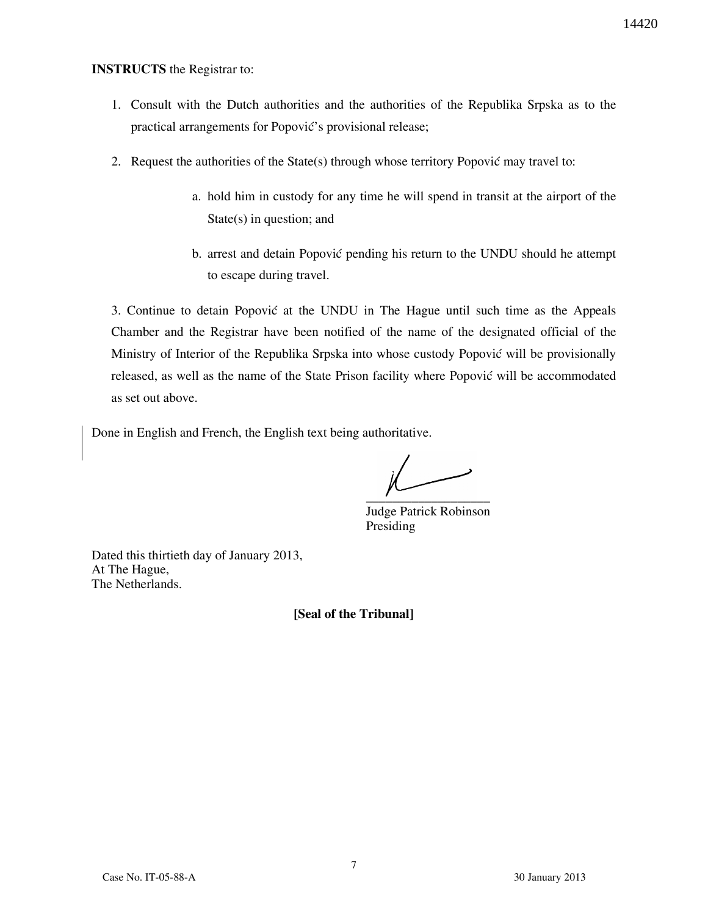**INSTRUCTS** the Registrar to:

1. Consult with the Dutch authorities and the authorities of the Republika Srpska as to the practical arrangements for Popović's provisional release;

2. Request the authorities of the State(s) through whose territory Popović may travel to:

   a. hold him in custody for any time he will spend in transit at the airport of the State(s) in question; and

   b. arrest and detain Popović pending his return to the UNDU should he attempt to escape during travel.

3. Continue to detain Popović at the UNDU in The Hague until such time as the Appeals Chamber and the Registrar have been notified of the name of the designated official of the Ministry of Interior of the Republika Srpska into whose custody Popović will be provisionally released, as well as the name of the State Prison facility where Popović will be accommodated as set out above.

Done in English and French, the English text being authoritative.

Judge Patrick Robinson
Presiding

Dated this thirtieth day of January 2013,
At The Hague,
The Netherlands.

**[Seal of the Tribunal]**